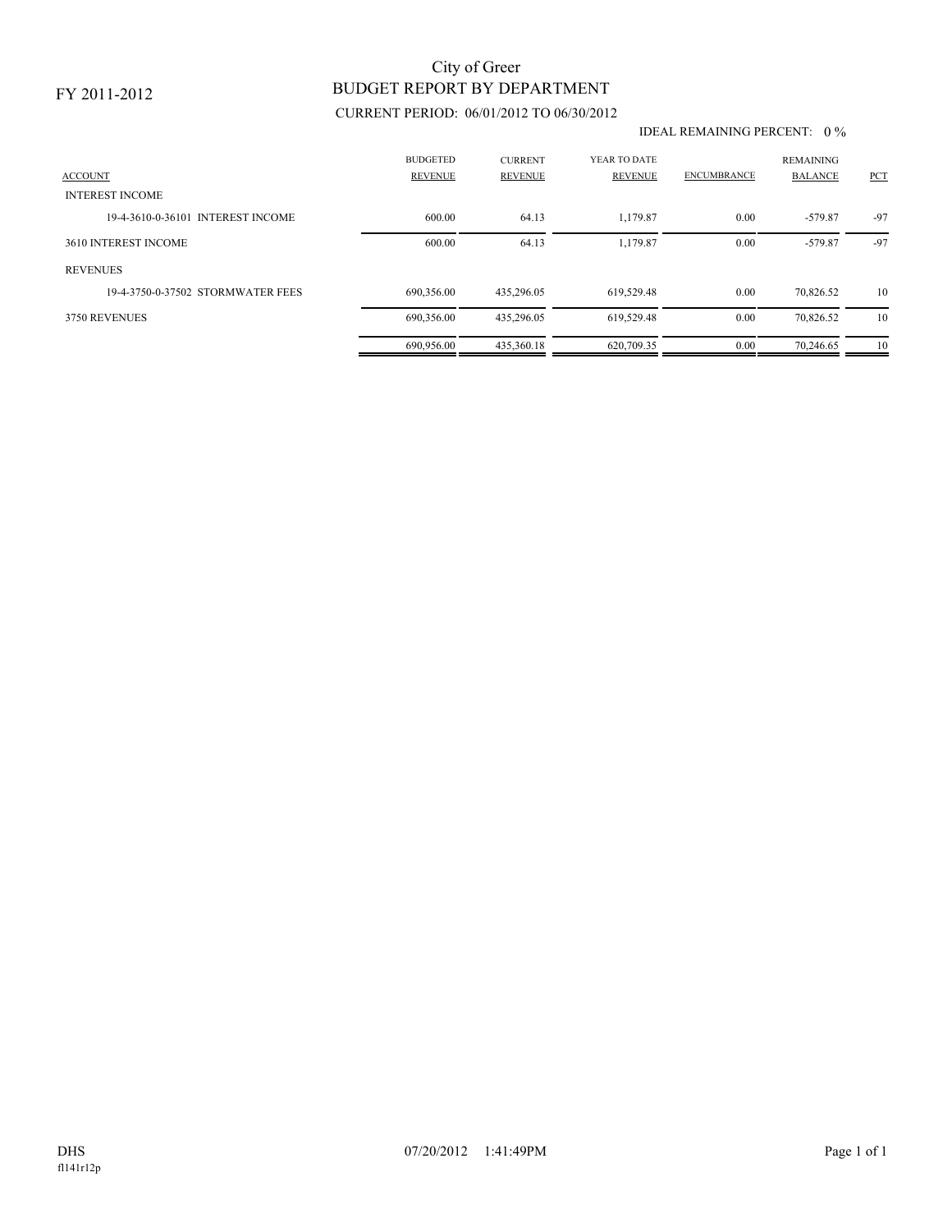FY 2011-2012

# City of Greer
## BUDGET REPORT BY DEPARTMENT

CURRENT PERIOD: 06/01/2012 TO 06/30/2012

IDEAL REMAINING PERCENT: 0 %

| ACCOUNT | BUDGETED REVENUE | CURRENT REVENUE | YEAR TO DATE REVENUE | ENCUMBRANCE | REMAINING BALANCE | PCT |
|---|---|---|---|---|---|---|
| INTEREST INCOME | | | | | | |
| 19-4-3610-0-36101 INTEREST INCOME | 600.00 | 64.13 | 1,179.87 | 0.00 | -579.87 | -97 |
| 3610 INTEREST INCOME | 600.00 | 64.13 | 1,179.87 | 0.00 | -579.87 | -97 |
| REVENUES | | | | | | |
| 19-4-3750-0-37502 STORMWATER FEES | 690,356.00 | 435,296.05 | 619,529.48 | 0.00 | 70,826.52 | 10 |
| 3750 REVENUES | 690,356.00 | 435,296.05 | 619,529.48 | 0.00 | 70,826.52 | 10 |
| | 690,956.00 | 435,360.18 | 620,709.35 | 0.00 | 70,246.65 | 10 |

DHS 07/20/2012 1:41:49PM

fl141r12p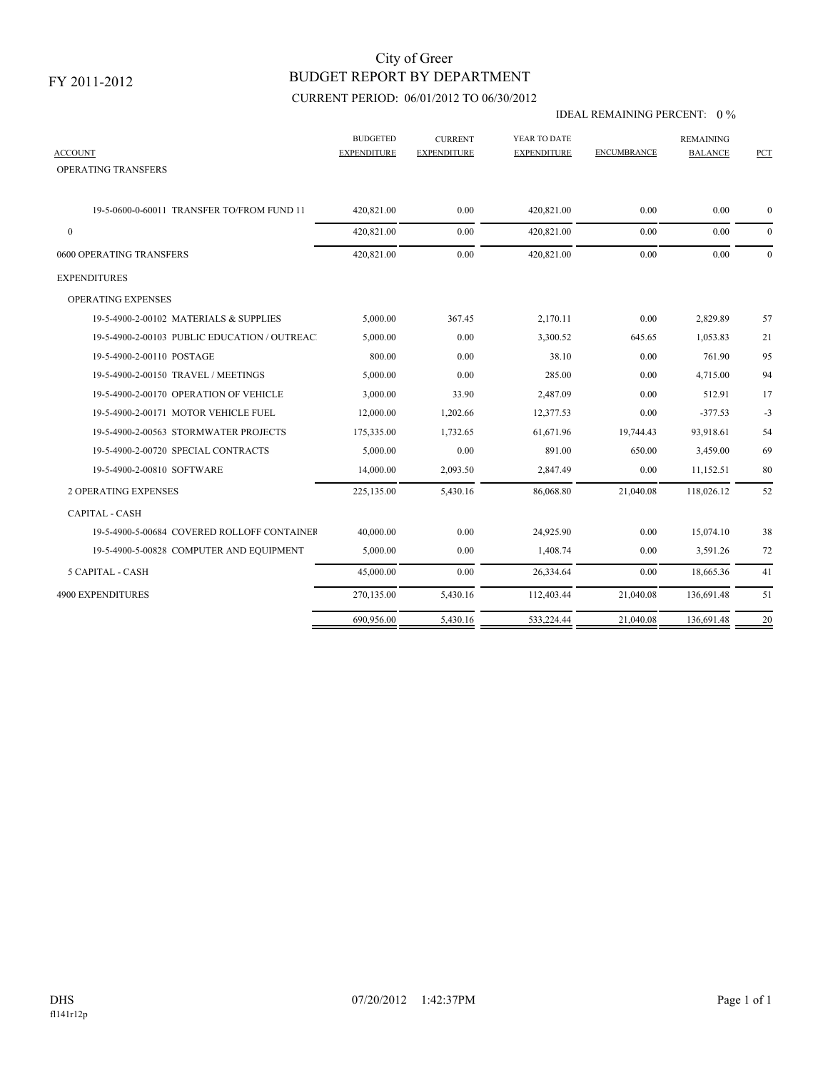FY 2011-2012

# City of Greer
## BUDGET REPORT BY DEPARTMENT
### CURRENT PERIOD: 06/01/2012 TO 06/30/2012

IDEAL REMAINING PERCENT: 0 %

| ACCOUNT | BUDGETED EXPENDITURE | CURRENT EXPENDITURE | YEAR TO DATE EXPENDITURE | ENCUMBRANCE | REMAINING BALANCE | PCT |
|---|---|---|---|---|---|---|
| OPERATING TRANSFERS | | | | | | |
| 19-5-0600-0-60011 TRANSFER TO/FROM FUND 11 | 420,821.00 | 0.00 | 420,821.00 | 0.00 | 0.00 | 0 |
| 0 | 420,821.00 | 0.00 | 420,821.00 | 0.00 | 0.00 | 0 |
| 0600 OPERATING TRANSFERS | 420,821.00 | 0.00 | 420,821.00 | 0.00 | 0.00 | 0 |
| EXPENDITURES | | | | | | |
| OPERATING EXPENSES | | | | | | |
| 19-5-4900-2-00102 MATERIALS & SUPPLIES | 5,000.00 | 367.45 | 2,170.11 | 0.00 | 2,829.89 | 57 |
| 19-5-4900-2-00103 PUBLIC EDUCATION / OUTREAC | 5,000.00 | 0.00 | 3,300.52 | 645.65 | 1,053.83 | 21 |
| 19-5-4900-2-00110 POSTAGE | 800.00 | 0.00 | 38.10 | 0.00 | 761.90 | 95 |
| 19-5-4900-2-00150 TRAVEL / MEETINGS | 5,000.00 | 0.00 | 285.00 | 0.00 | 4,715.00 | 94 |
| 19-5-4900-2-00170 OPERATION OF VEHICLE | 3,000.00 | 33.90 | 2,487.09 | 0.00 | 512.91 | 17 |
| 19-5-4900-2-00171 MOTOR VEHICLE FUEL | 12,000.00 | 1,202.66 | 12,377.53 | 0.00 | -377.53 | -3 |
| 19-5-4900-2-00563 STORMWATER PROJECTS | 175,335.00 | 1,732.65 | 61,671.96 | 19,744.43 | 93,918.61 | 54 |
| 19-5-4900-2-00720 SPECIAL CONTRACTS | 5,000.00 | 0.00 | 891.00 | 650.00 | 3,459.00 | 69 |
| 19-5-4900-2-00810 SOFTWARE | 14,000.00 | 2,093.50 | 2,847.49 | 0.00 | 11,152.51 | 80 |
| 2 OPERATING EXPENSES | 225,135.00 | 5,430.16 | 86,068.80 | 21,040.08 | 118,026.12 | 52 |
| CAPITAL - CASH | | | | | | |
| 19-5-4900-5-00684 COVERED ROLLOFF CONTAINER | 40,000.00 | 0.00 | 24,925.90 | 0.00 | 15,074.10 | 38 |
| 19-5-4900-5-00828 COMPUTER AND EQUIPMENT | 5,000.00 | 0.00 | 1,408.74 | 0.00 | 3,591.26 | 72 |
| 5 CAPITAL - CASH | 45,000.00 | 0.00 | 26,334.64 | 0.00 | 18,665.36 | 41 |
| 4900 EXPENDITURES | 270,135.00 | 5,430.16 | 112,403.44 | 21,040.08 | 136,691.48 | 51 |
| | 690,956.00 | 5,430.16 | 533,224.44 | 21,040.08 | 136,691.48 | 20 |

DHS
fl141r12p

07/20/2012 1:42:37PM